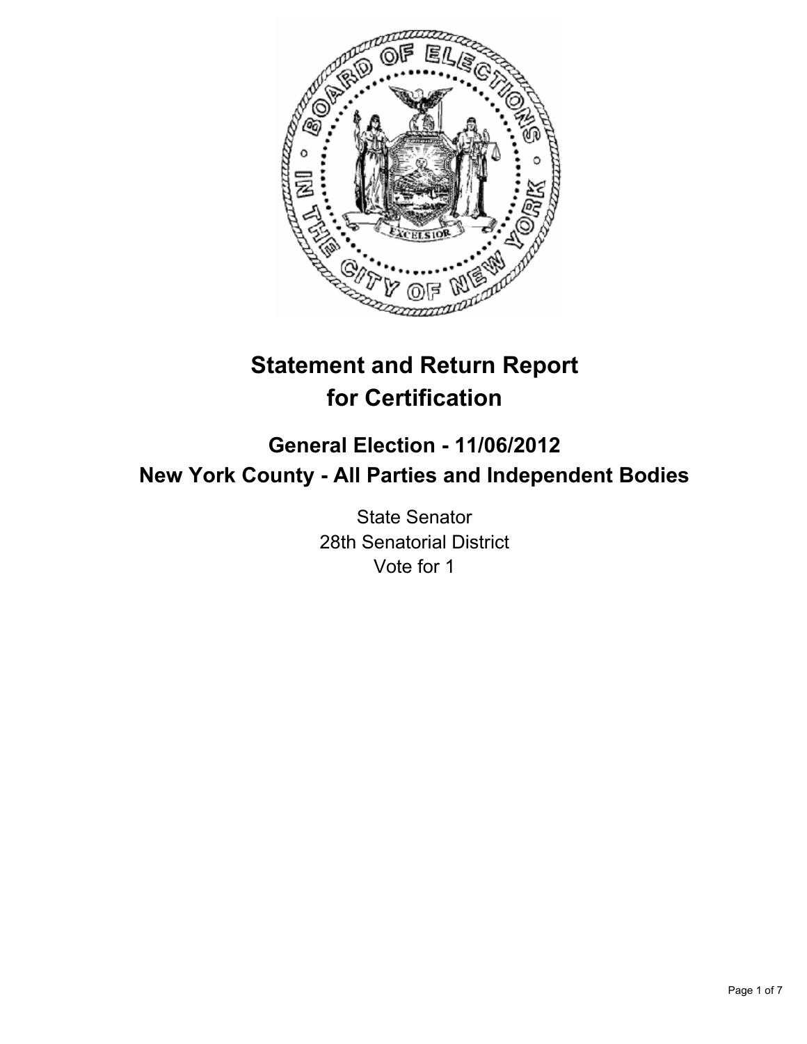# Statement and Return Report for Certification

## General Election - 11/06/2012
## New York County - All Parties and Independent Bodies

State Senator
28th Senatorial District
Vote for 1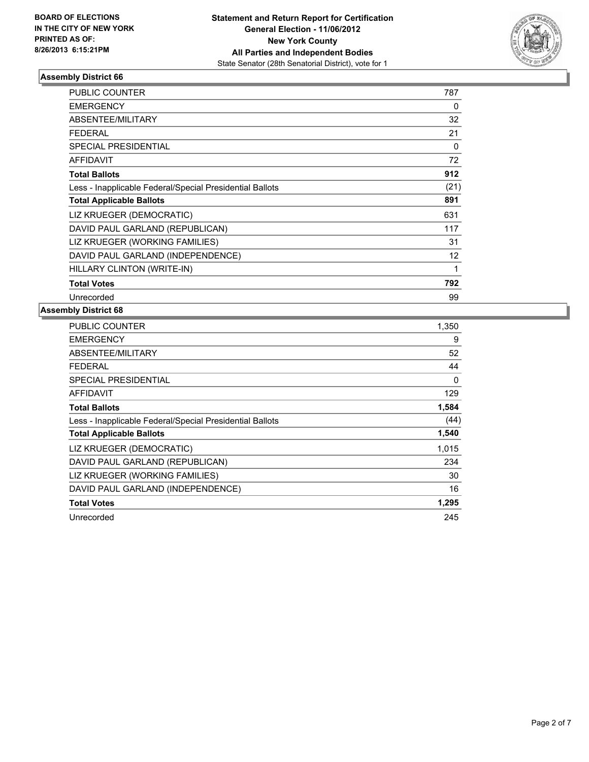BOARD OF ELECTIONS
IN THE CITY OF NEW YORK
PRINTED AS OF:
8/26/2013 6:15:21PM

**Statement and Return Report for Certification**
**General Election - 11/06/2012**
**New York County**
**All Parties and Independent Bodies**
State Senator (28th Senatorial District), vote for 1

### Assembly District 66

| | |
|---|---|
| PUBLIC COUNTER | 787 |
| EMERGENCY | 0 |
| ABSENTEE/MILITARY | 32 |
| FEDERAL | 21 |
| SPECIAL PRESIDENTIAL | 0 |
| AFFIDAVIT | 72 |
| **Total Ballots** | **912** |
| Less - Inapplicable Federal/Special Presidential Ballots | (21) |
| **Total Applicable Ballots** | **891** |
| LIZ KRUEGER (DEMOCRATIC) | 631 |
| DAVID PAUL GARLAND (REPUBLICAN) | 117 |
| LIZ KRUEGER (WORKING FAMILIES) | 31 |
| DAVID PAUL GARLAND (INDEPENDENCE) | 12 |
| HILLARY CLINTON (WRITE-IN) | 1 |
| **Total Votes** | **792** |
| Unrecorded | 99 |

### Assembly District 68

| | |
|---|---|
| PUBLIC COUNTER | 1,350 |
| EMERGENCY | 9 |
| ABSENTEE/MILITARY | 52 |
| FEDERAL | 44 |
| SPECIAL PRESIDENTIAL | 0 |
| AFFIDAVIT | 129 |
| **Total Ballots** | **1,584** |
| Less - Inapplicable Federal/Special Presidential Ballots | (44) |
| **Total Applicable Ballots** | **1,540** |
| LIZ KRUEGER (DEMOCRATIC) | 1,015 |
| DAVID PAUL GARLAND (REPUBLICAN) | 234 |
| LIZ KRUEGER (WORKING FAMILIES) | 30 |
| DAVID PAUL GARLAND (INDEPENDENCE) | 16 |
| **Total Votes** | **1,295** |
| Unrecorded | 245 |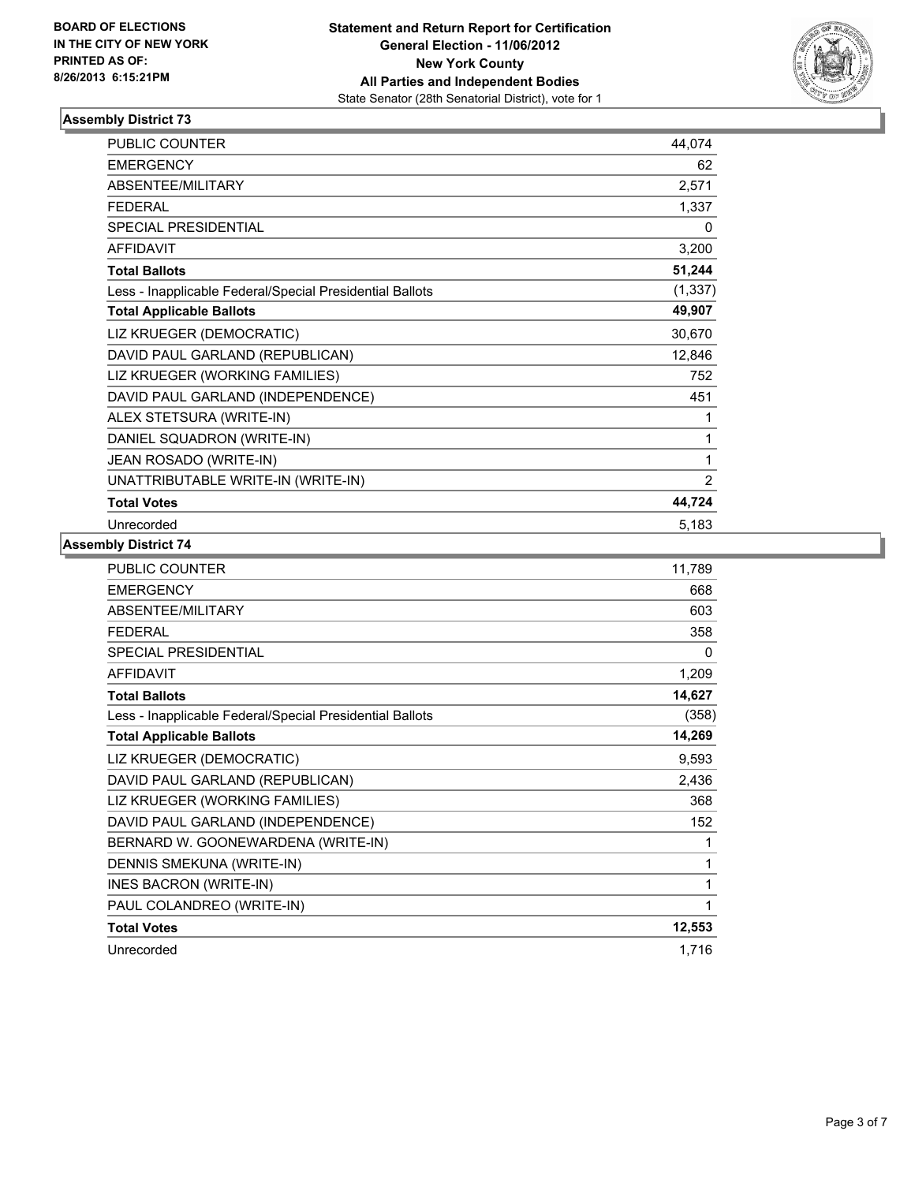BOARD OF ELECTIONS
IN THE CITY OF NEW YORK
PRINTED AS OF:
8/26/2013 6:15:21PM

**Statement and Return Report for Certification**
**General Election - 11/06/2012**
**New York County**
**All Parties and Independent Bodies**
State Senator (28th Senatorial District), vote for 1

### Assembly District 73

| | |
|---|---|
| PUBLIC COUNTER | 44,074 |
| EMERGENCY | 62 |
| ABSENTEE/MILITARY | 2,571 |
| FEDERAL | 1,337 |
| SPECIAL PRESIDENTIAL | 0 |
| AFFIDAVIT | 3,200 |
| **Total Ballots** | **51,244** |
| Less - Inapplicable Federal/Special Presidential Ballots | (1,337) |
| **Total Applicable Ballots** | **49,907** |
| LIZ KRUEGER (DEMOCRATIC) | 30,670 |
| DAVID PAUL GARLAND (REPUBLICAN) | 12,846 |
| LIZ KRUEGER (WORKING FAMILIES) | 752 |
| DAVID PAUL GARLAND (INDEPENDENCE) | 451 |
| ALEX STETSURA (WRITE-IN) | 1 |
| DANIEL SQUADRON (WRITE-IN) | 1 |
| JEAN ROSADO (WRITE-IN) | 1 |
| UNATTRIBUTABLE WRITE-IN (WRITE-IN) | 2 |
| **Total Votes** | **44,724** |
| Unrecorded | 5,183 |

### Assembly District 74

| | |
|---|---|
| PUBLIC COUNTER | 11,789 |
| EMERGENCY | 668 |
| ABSENTEE/MILITARY | 603 |
| FEDERAL | 358 |
| SPECIAL PRESIDENTIAL | 0 |
| AFFIDAVIT | 1,209 |
| **Total Ballots** | **14,627** |
| Less - Inapplicable Federal/Special Presidential Ballots | (358) |
| **Total Applicable Ballots** | **14,269** |
| LIZ KRUEGER (DEMOCRATIC) | 9,593 |
| DAVID PAUL GARLAND (REPUBLICAN) | 2,436 |
| LIZ KRUEGER (WORKING FAMILIES) | 368 |
| DAVID PAUL GARLAND (INDEPENDENCE) | 152 |
| BERNARD W. GOONEWARDENA (WRITE-IN) | 1 |
| DENNIS SMEKUNA (WRITE-IN) | 1 |
| INES BACRON (WRITE-IN) | 1 |
| PAUL COLANDREO (WRITE-IN) | 1 |
| **Total Votes** | **12,553** |
| Unrecorded | 1,716 |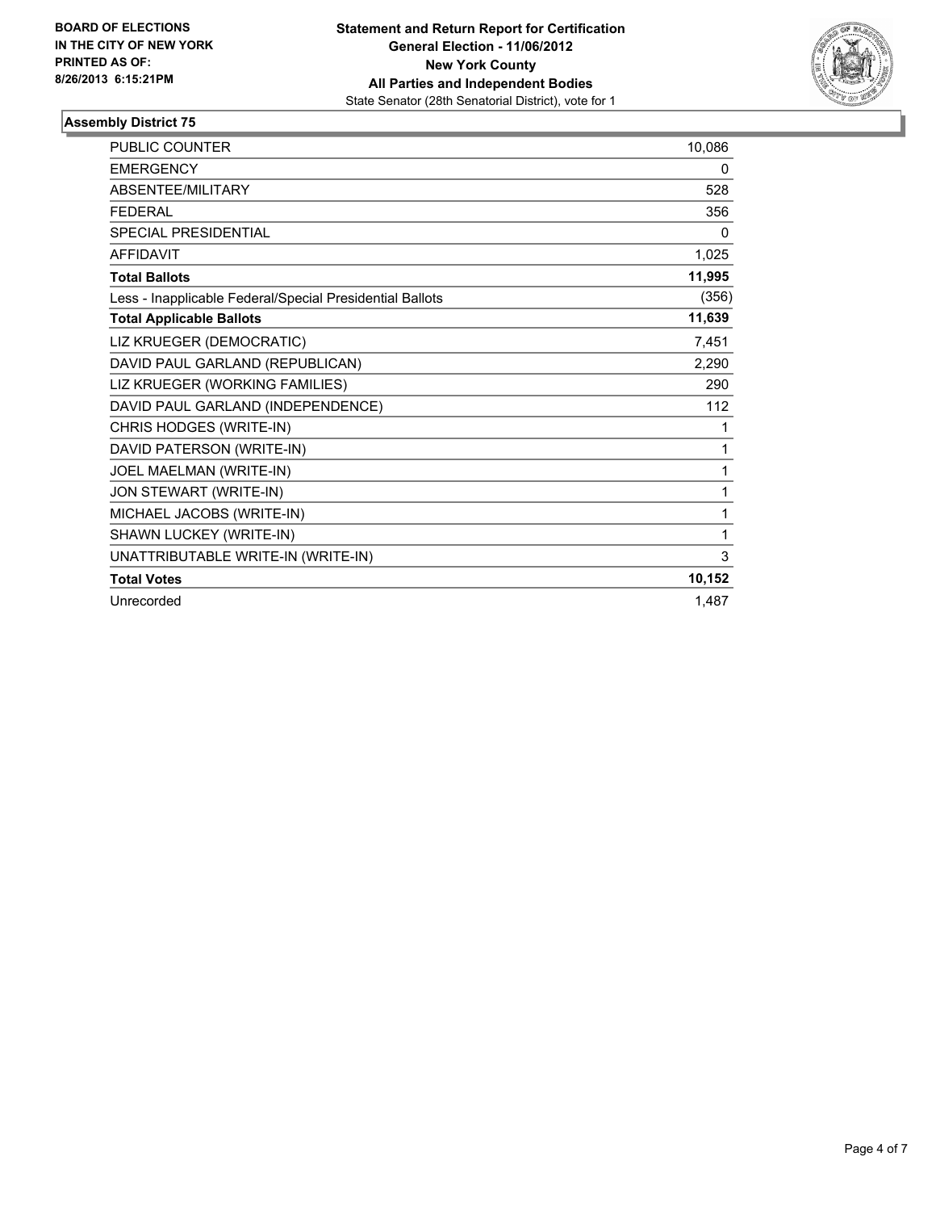**BOARD OF ELECTIONS IN THE CITY OF NEW YORK PRINTED AS OF: 8/26/2013 6:15:21PM**

**Statement and Return Report for Certification General Election - 11/06/2012 New York County All Parties and Independent Bodies**
State Senator (28th Senatorial District), vote for 1

## Assembly District 75

| | |
|---|---|
| PUBLIC COUNTER | 10,086 |
| EMERGENCY | 0 |
| ABSENTEE/MILITARY | 528 |
| FEDERAL | 356 |
| SPECIAL PRESIDENTIAL | 0 |
| AFFIDAVIT | 1,025 |
| **Total Ballots** | **11,995** |
| Less - Inapplicable Federal/Special Presidential Ballots | (356) |
| **Total Applicable Ballots** | **11,639** |
| LIZ KRUEGER (DEMOCRATIC) | 7,451 |
| DAVID PAUL GARLAND (REPUBLICAN) | 2,290 |
| LIZ KRUEGER (WORKING FAMILIES) | 290 |
| DAVID PAUL GARLAND (INDEPENDENCE) | 112 |
| CHRIS HODGES (WRITE-IN) | 1 |
| DAVID PATERSON (WRITE-IN) | 1 |
| JOEL MAELMAN (WRITE-IN) | 1 |
| JON STEWART (WRITE-IN) | 1 |
| MICHAEL JACOBS (WRITE-IN) | 1 |
| SHAWN LUCKEY (WRITE-IN) | 1 |
| UNATTRIBUTABLE WRITE-IN (WRITE-IN) | 3 |
| **Total Votes** | **10,152** |
| Unrecorded | 1,487 |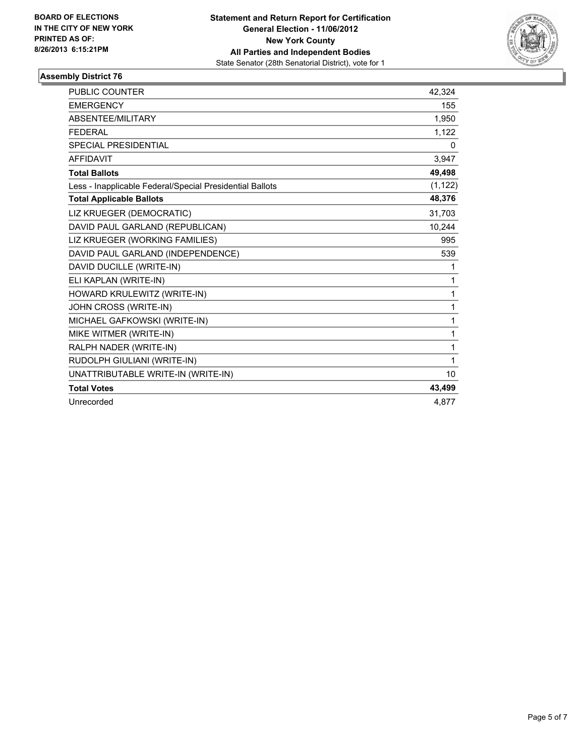**BOARD OF ELECTIONS IN THE CITY OF NEW YORK PRINTED AS OF: 8/26/2013 6:15:21PM**

**Statement and Return Report for Certification**
**General Election - 11/06/2012**
**New York County**
**All Parties and Independent Bodies**
State Senator (28th Senatorial District), vote for 1

## Assembly District 76

| | |
|---|---|
| PUBLIC COUNTER | 42,324 |
| EMERGENCY | 155 |
| ABSENTEE/MILITARY | 1,950 |
| FEDERAL | 1,122 |
| SPECIAL PRESIDENTIAL | 0 |
| AFFIDAVIT | 3,947 |
| **Total Ballots** | **49,498** |
| Less - Inapplicable Federal/Special Presidential Ballots | (1,122) |
| **Total Applicable Ballots** | **48,376** |
| LIZ KRUEGER (DEMOCRATIC) | 31,703 |
| DAVID PAUL GARLAND (REPUBLICAN) | 10,244 |
| LIZ KRUEGER (WORKING FAMILIES) | 995 |
| DAVID PAUL GARLAND (INDEPENDENCE) | 539 |
| DAVID DUCILLE (WRITE-IN) | 1 |
| ELI KAPLAN (WRITE-IN) | 1 |
| HOWARD KRULEWITZ (WRITE-IN) | 1 |
| JOHN CROSS (WRITE-IN) | 1 |
| MICHAEL GAFKOWSKI (WRITE-IN) | 1 |
| MIKE WITMER (WRITE-IN) | 1 |
| RALPH NADER (WRITE-IN) | 1 |
| RUDOLPH GIULIANI (WRITE-IN) | 1 |
| UNATTRIBUTABLE WRITE-IN (WRITE-IN) | 10 |
| **Total Votes** | **43,499** |
| Unrecorded | 4,877 |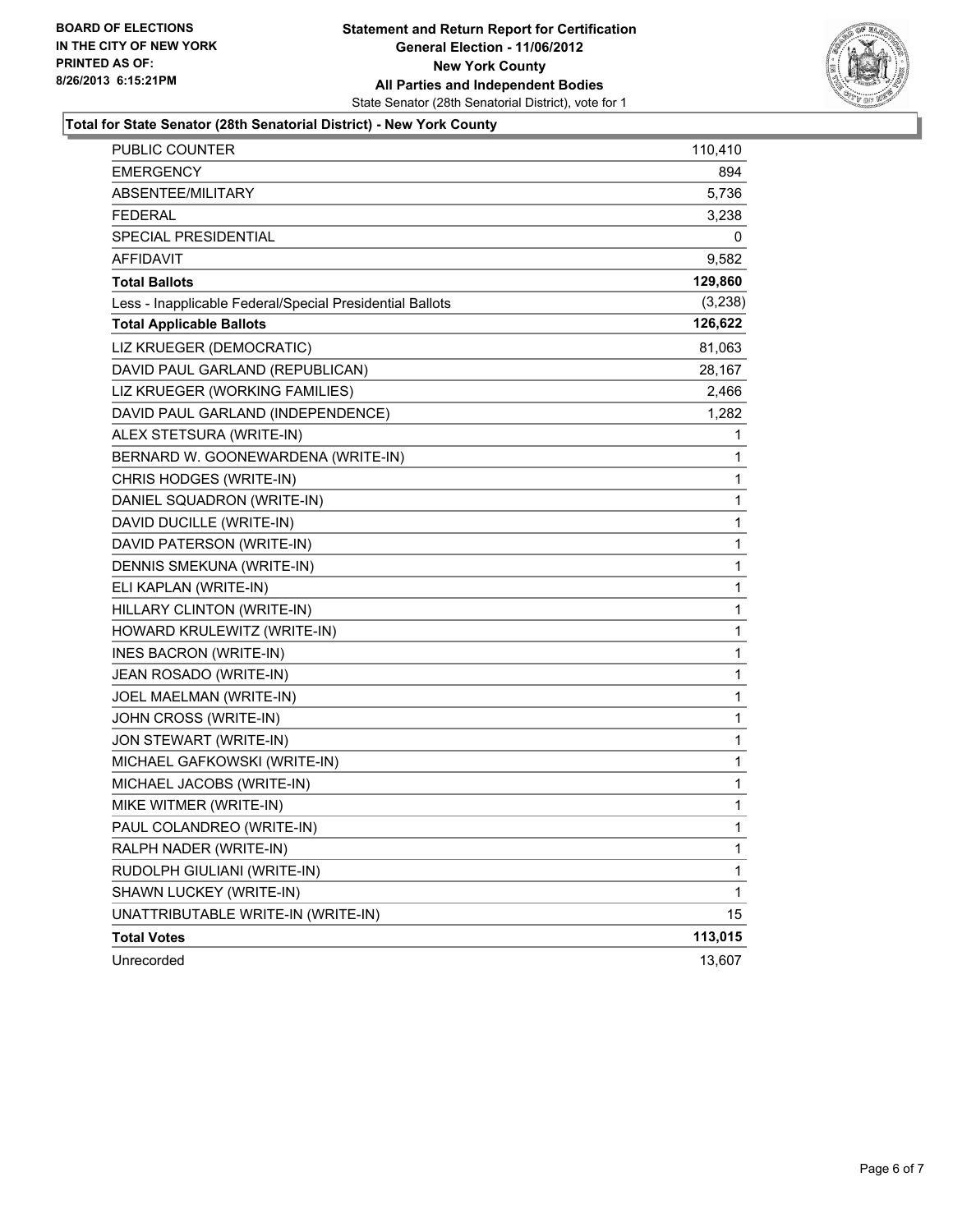BOARD OF ELECTIONS
IN THE CITY OF NEW YORK
PRINTED AS OF:
8/26/2013 6:15:21PM

**Statement and Return Report for Certification**
**General Election - 11/06/2012**
**New York County**
**All Parties and Independent Bodies**
State Senator (28th Senatorial District), vote for 1

**Total for State Senator (28th Senatorial District) - New York County**

| | |
|---|---|
| PUBLIC COUNTER | 110,410 |
| EMERGENCY | 894 |
| ABSENTEE/MILITARY | 5,736 |
| FEDERAL | 3,238 |
| SPECIAL PRESIDENTIAL | 0 |
| AFFIDAVIT | 9,582 |
| **Total Ballots** | **129,860** |
| Less - Inapplicable Federal/Special Presidential Ballots | (3,238) |
| **Total Applicable Ballots** | **126,622** |
| LIZ KRUEGER (DEMOCRATIC) | 81,063 |
| DAVID PAUL GARLAND (REPUBLICAN) | 28,167 |
| LIZ KRUEGER (WORKING FAMILIES) | 2,466 |
| DAVID PAUL GARLAND (INDEPENDENCE) | 1,282 |
| ALEX STETSURA (WRITE-IN) | 1 |
| BERNARD W. GOONEWARDENA (WRITE-IN) | 1 |
| CHRIS HODGES (WRITE-IN) | 1 |
| DANIEL SQUADRON (WRITE-IN) | 1 |
| DAVID DUCILLE (WRITE-IN) | 1 |
| DAVID PATERSON (WRITE-IN) | 1 |
| DENNIS SMEKUNA (WRITE-IN) | 1 |
| ELI KAPLAN (WRITE-IN) | 1 |
| HILLARY CLINTON (WRITE-IN) | 1 |
| HOWARD KRULEWITZ (WRITE-IN) | 1 |
| INES BACRON (WRITE-IN) | 1 |
| JEAN ROSADO (WRITE-IN) | 1 |
| JOEL MAELMAN (WRITE-IN) | 1 |
| JOHN CROSS (WRITE-IN) | 1 |
| JON STEWART (WRITE-IN) | 1 |
| MICHAEL GAFKOWSKI (WRITE-IN) | 1 |
| MICHAEL JACOBS (WRITE-IN) | 1 |
| MIKE WITMER (WRITE-IN) | 1 |
| PAUL COLANDREO (WRITE-IN) | 1 |
| RALPH NADER (WRITE-IN) | 1 |
| RUDOLPH GIULIANI (WRITE-IN) | 1 |
| SHAWN LUCKEY (WRITE-IN) | 1 |
| UNATTRIBUTABLE WRITE-IN (WRITE-IN) | 15 |
| **Total Votes** | **113,015** |
| Unrecorded | 13,607 |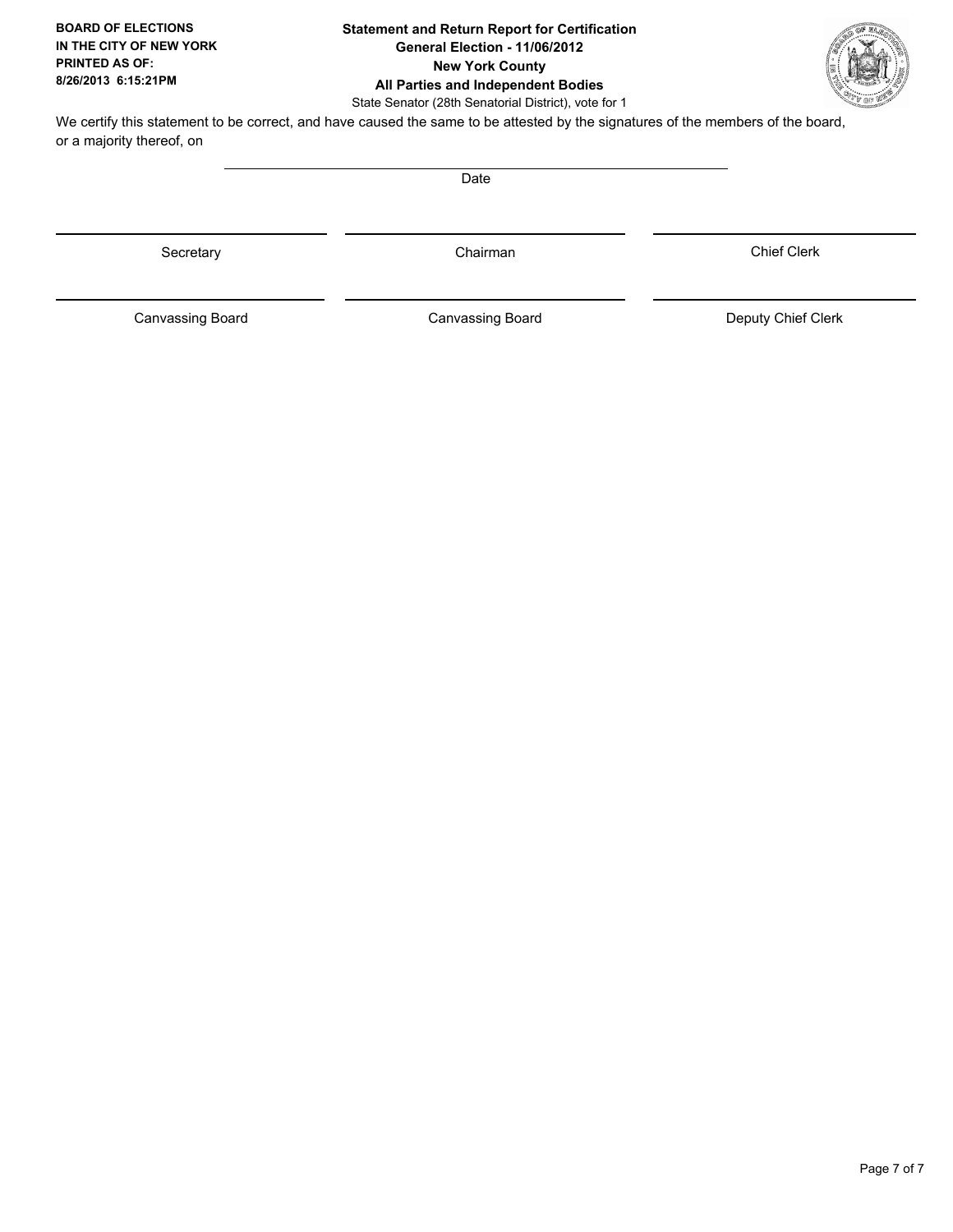**BOARD OF ELECTIONS IN THE CITY OF NEW YORK**
**PRINTED AS OF:**
**8/26/2013 6:15:21PM**

**Statement and Return Report for Certification**
**General Election - 11/06/2012**
**New York County**
**All Parties and Independent Bodies**
State Senator (28th Senatorial District), vote for 1

We certify this statement to be correct, and have caused the same to be attested by the signatures of the members of the board, or a majority thereof, on

Date

| | | |
|---|---|---|
| Secretary | Chairman | Chief Clerk |
| Canvassing Board | Canvassing Board | Deputy Chief Clerk |